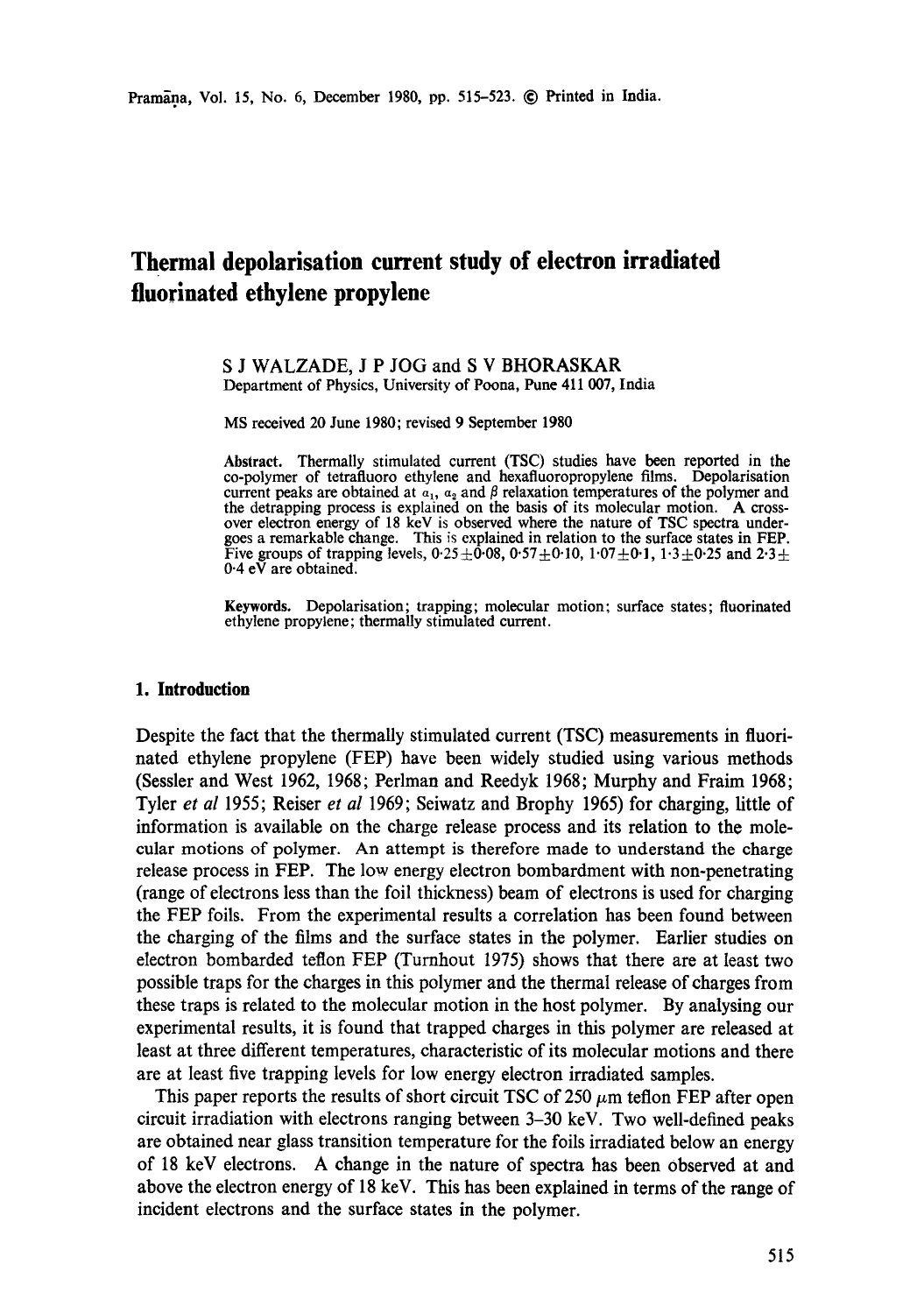# Thermal depolarisation current study of electron irradiated fluorinated ethylene propylene

S J WALZADE, J P JOG and S V BHORASKAR
Department of Physics, University of Poona, Pune 411 007, India

MS received 20 June 1980; revised 9 September 1980

**Abstract.** Thermally stimulated current (TSC) studies have been reported in the co-polymer of tetrafluoro ethylene and hexafluoropropylene films. Depolarisation current peaks are obtained at $\alpha_1$, $\alpha_2$ and $\beta$ relaxation temperatures of the polymer and the detrapping process is explained on the basis of its molecular motion. A cross-over electron energy of 18 keV is observed where the nature of TSC spectra undergoes a remarkable change. This is explained in relation to the surface states in FEP. Five groups of trapping levels, $0{\cdot}25 \pm 0{\cdot}08$, $0{\cdot}57 \pm 0{\cdot}10$, $1{\cdot}07 \pm 0{\cdot}1$, $1{\cdot}3 \pm 0{\cdot}25$ and $2{\cdot}3 \pm 0{\cdot}4$ eV are obtained.

**Keywords.** Depolarisation; trapping; molecular motion; surface states; fluorinated ethylene propylene; thermally stimulated current.

## 1. Introduction

Despite the fact that the thermally stimulated current (TSC) measurements in fluorinated ethylene propylene (FEP) have been widely studied using various methods (Sessler and West 1962, 1968; Perlman and Reedyk 1968; Murphy and Fraim 1968; Tyler *et al* 1955; Reiser *et al* 1969; Seiwatz and Brophy 1965) for charging, little of information is available on the charge release process and its relation to the molecular motions of polymer. An attempt is therefore made to understand the charge release process in FEP. The low energy electron bombardment with non-penetrating (range of electrons less than the foil thickness) beam of electrons is used for charging the FEP foils. From the experimental results a correlation has been found between the charging of the films and the surface states in the polymer. Earlier studies on electron bombarded teflon FEP (Turnhout 1975) shows that there are at least two possible traps for the charges in this polymer and the thermal release of charges from these traps is related to the molecular motion in the host polymer. By analysing our experimental results, it is found that trapped charges in this polymer are released at least at three different temperatures, characteristic of its molecular motions and there are at least five trapping levels for low energy electron irradiated samples.

This paper reports the results of short circuit TSC of 250 $\mu$m teflon FEP after open circuit irradiation with electrons ranging between 3–30 keV. Two well-defined peaks are obtained near glass transition temperature for the foils irradiated below an energy of 18 keV electrons. A change in the nature of spectra has been observed at and above the electron energy of 18 keV. This has been explained in terms of the range of incident electrons and the surface states in the polymer.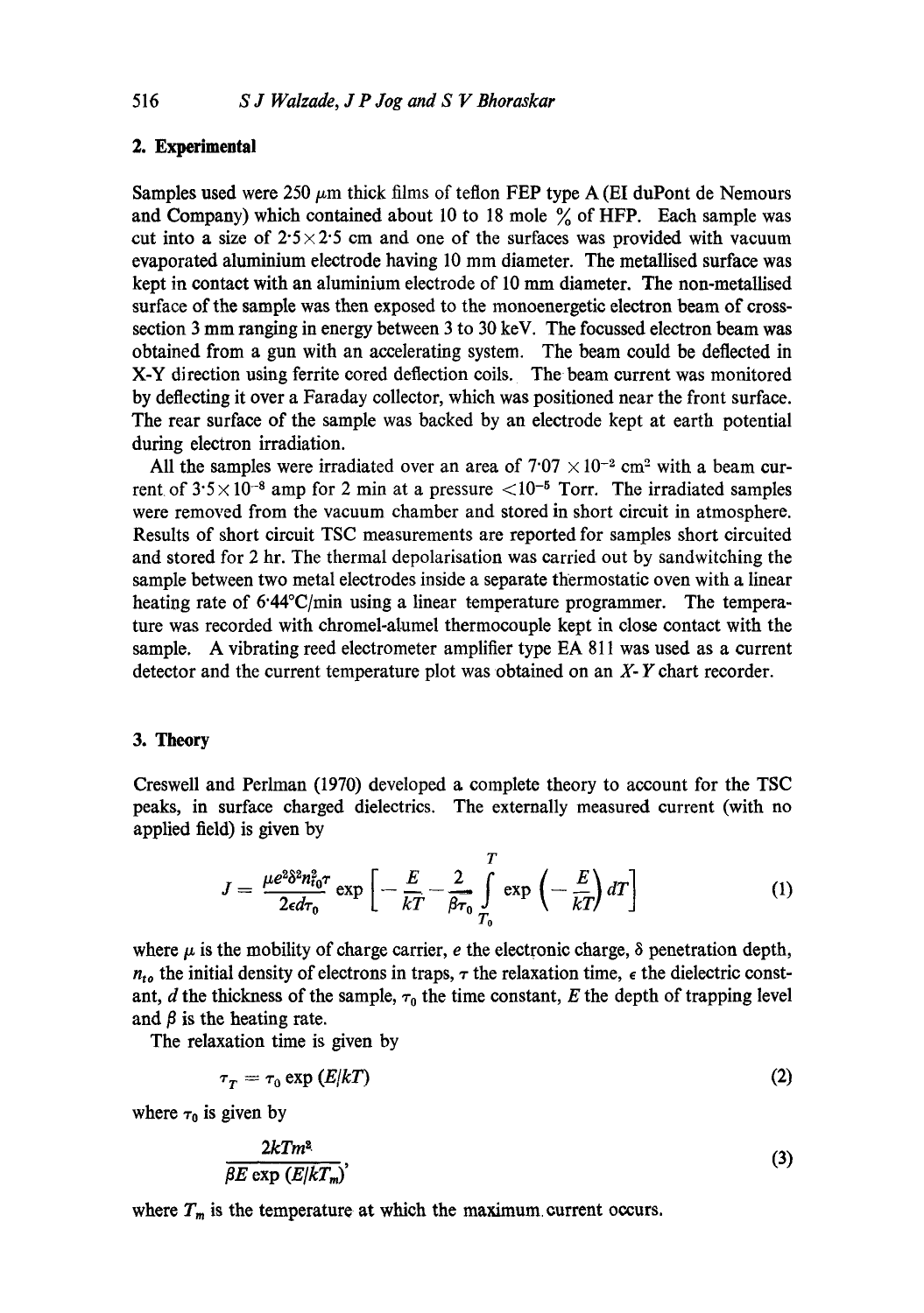## 2. Experimental

Samples used were 250 $\mu$m thick films of teflon FEP type A (EI duPont de Nemours and Company) which contained about 10 to 18 mole % of HFP. Each sample was cut into a size of $2{\cdot}5 \times 2{\cdot}5$ cm and one of the surfaces was provided with vacuum evaporated aluminium electrode having 10 mm diameter. The metallised surface was kept in contact with an aluminium electrode of 10 mm diameter. The non-metallised surface of the sample was then exposed to the monoenergetic electron beam of cross-section 3 mm ranging in energy between 3 to 30 keV. The focussed electron beam was obtained from a gun with an accelerating system. The beam could be deflected in X-Y direction using ferrite cored deflection coils. The beam current was monitored by deflecting it over a Faraday collector, which was positioned near the front surface. The rear surface of the sample was backed by an electrode kept at earth potential during electron irradiation.

All the samples were irradiated over an area of $7{\cdot}07 \times 10^{-2}$ cm$^2$ with a beam current of $3{\cdot}5 \times 10^{-8}$ amp for 2 min at a pressure $<10^{-5}$ Torr. The irradiated samples were removed from the vacuum chamber and stored in short circuit in atmosphere. Results of short circuit TSC measurements are reported for samples short circuited and stored for 2 hr. The thermal depolarisation was carried out by sandwitching the sample between two metal electrodes inside a separate thermostatic oven with a linear heating rate of 6·44°C/min using a linear temperature programmer. The temperature was recorded with chromel-alumel thermocouple kept in close contact with the sample. A vibrating reed electrometer amplifier type EA 811 was used as a current detector and the current temperature plot was obtained on an $X$-$Y$ chart recorder.

## 3. Theory

Creswell and Perlman (1970) developed a complete theory to account for the TSC peaks, in surface charged dielectrics. The externally measured current (with no applied field) is given by

$$J = \frac{\mu e^2 \delta^2 n_{t0}^2 \tau}{2\epsilon d \tau_0} \exp\left[-\frac{E}{kT} - \frac{2}{\beta \tau_0}\int_{T_0}^{T} \exp\left(-\frac{E}{kT}\right) dT\right] \tag{1}$$

where $\mu$ is the mobility of charge carrier, $e$ the electronic charge, $\delta$ penetration depth, $n_{t0}$ the initial density of electrons in traps, $\tau$ the relaxation time, $\epsilon$ the dielectric constant, $d$ the thickness of the sample, $\tau_0$ the time constant, $E$ the depth of trapping level and $\beta$ is the heating rate.

The relaxation time is given by

$$\tau_T = \tau_0 \exp(E/kT) \tag{2}$$

where $\tau_0$ is given by

$$\frac{2kTm^2}{\beta E \exp(E/kT_m)}, \tag{3}$$

where $T_m$ is the temperature at which the maximum current occurs.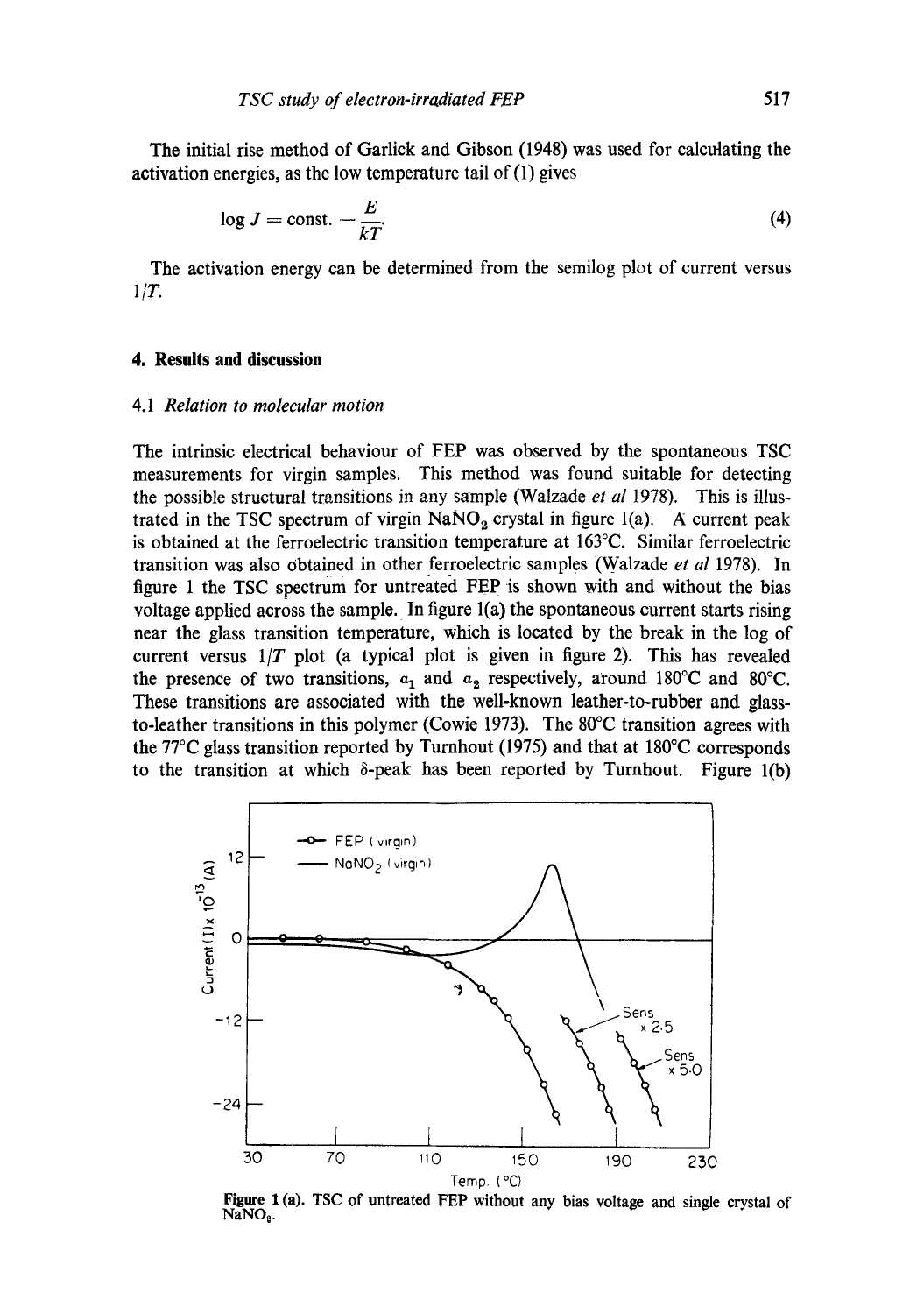The initial rise method of Garlick and Gibson (1948) was used for calculating the activation energies, as the low temperature tail of (1) gives

$$\log J = \text{const.} - \frac{E}{kT}. \tag{4}$$

The activation energy can be determined from the semilog plot of current versus $1/T$.

## 4. Results and discussion

### 4.1 *Relation to molecular motion*

The intrinsic electrical behaviour of FEP was observed by the spontaneous TSC measurements for virgin samples. This method was found suitable for detecting the possible structural transitions in any sample (Walzade *et al* 1978). This is illustrated in the TSC spectrum of virgin $NaNO_2$ crystal in figure 1(a). A current peak is obtained at the ferroelectric transition temperature at 163°C. Similar ferroelectric transition was also obtained in other ferroelectric samples (Walzade *et al* 1978). In figure 1 the TSC spectrum for untreated FEP is shown with and without the bias voltage applied across the sample. In figure 1(a) the spontaneous current starts rising near the glass transition temperature, which is located by the break in the log of current versus $1/T$ plot (a typical plot is given in figure 2). This has revealed the presence of two transitions, $\alpha_1$ and $\alpha_2$ respectively, around 180°C and 80°C. These transitions are associated with the well-known leather-to-rubber and glass-to-leather transitions in this polymer (Cowie 1973). The 80°C transition agrees with the 77°C glass transition reported by Turnhout (1975) and that at 180°C corresponds to the transition at which $\delta$-peak has been reported by Turnhout. Figure 1(b)

**Figure 1 (a).** TSC of untreated FEP without any bias voltage and single crystal of $NaNO_2$.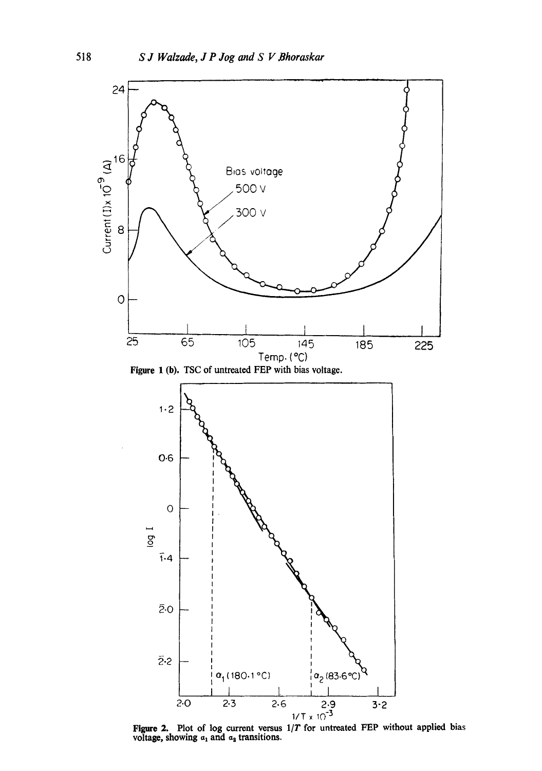**Figure 1 (b).** TSC of untreated FEP with bias voltage.

**Figure 2.** Plot of log current versus $1/T$ for untreated FEP without applied bias voltage, showing $\alpha_1$ and $\alpha_2$ transitions.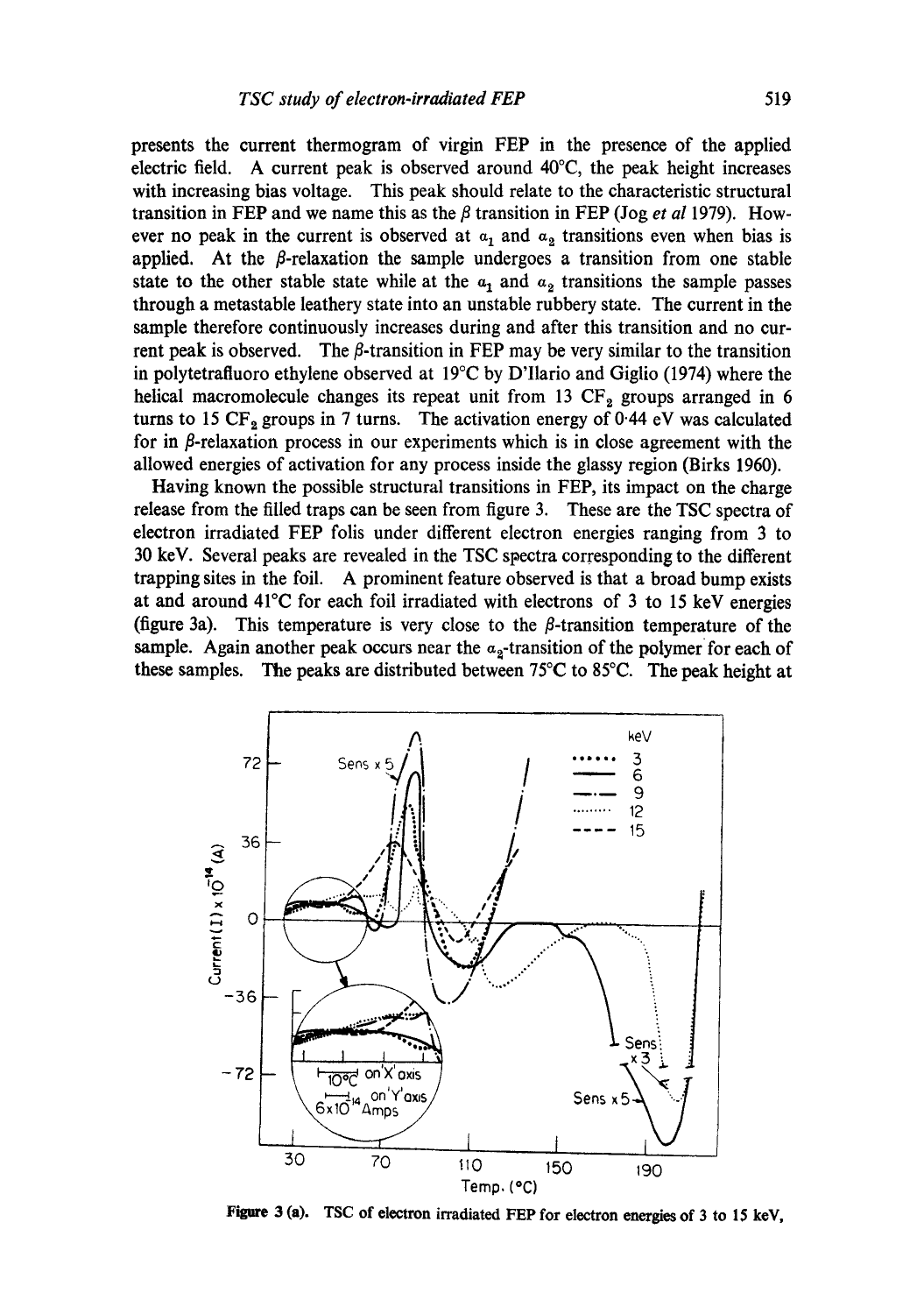presents the current thermogram of virgin FEP in the presence of the applied electric field. A current peak is observed around 40°C, the peak height increases with increasing bias voltage. This peak should relate to the characteristic structural transition in FEP and we name this as the $\beta$ transition in FEP (Jog *et al* 1979). However no peak in the current is observed at $\alpha_1$ and $\alpha_2$ transitions even when bias is applied. At the $\beta$-relaxation the sample undergoes a transition from one stable state to the other stable state while at the $\alpha_1$ and $\alpha_2$ transitions the sample passes through a metastable leathery state into an unstable rubbery state. The current in the sample therefore continuously increases during and after this transition and no current peak is observed. The $\beta$-transition in FEP may be very similar to the transition in polytetrafluoro ethylene observed at 19°C by D'Ilario and Giglio (1974) where the helical macromolecule changes its repeat unit from 13 $CF_2$ groups arranged in 6 turns to 15 $CF_2$ groups in 7 turns. The activation energy of 0·44 eV was calculated for in $\beta$-relaxation process in our experiments which is in close agreement with the allowed energies of activation for any process inside the glassy region (Birks 1960).

Having known the possible structural transitions in FEP, its impact on the charge release from the filled traps can be seen from figure 3. These are the TSC spectra of electron irradiated FEP folis under different electron energies ranging from 3 to 30 keV. Several peaks are revealed in the TSC spectra corresponding to the different trapping sites in the foil. A prominent feature observed is that a broad bump exists at and around 41°C for each foil irradiated with electrons of 3 to 15 keV energies (figure 3a). This temperature is very close to the $\beta$-transition temperature of the sample. Again another peak occurs near the $\alpha_2$-transition of the polymer for each of these samples. The peaks are distributed between 75°C to 85°C. The peak height at

**Figure 3 (a).** TSC of electron irradiated FEP for electron energies of 3 to 15 keV.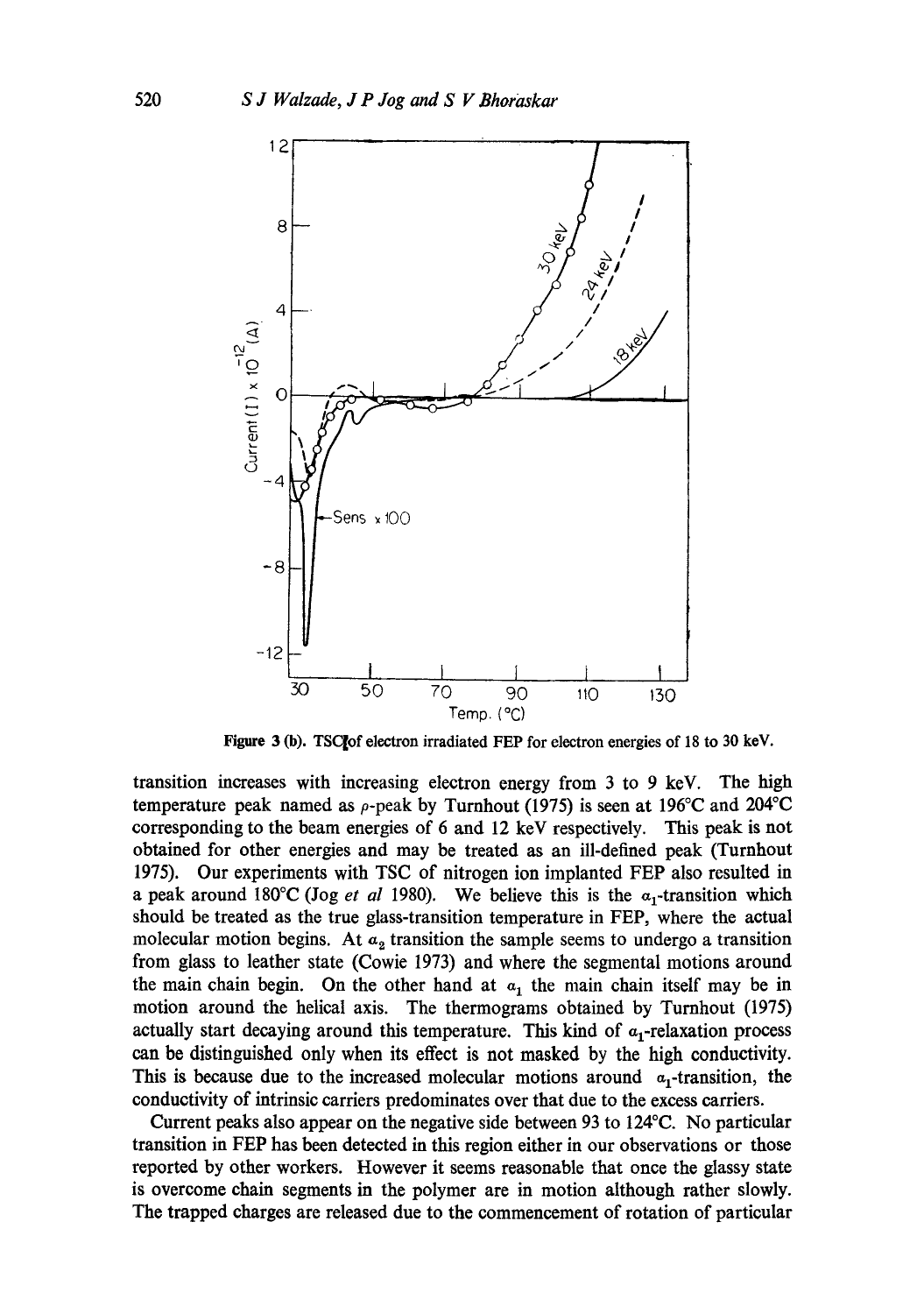Figure 3 (b). TSC of electron irradiated FEP for electron energies of 18 to 30 keV.

transition increases with increasing electron energy from 3 to 9 keV. The high temperature peak named as $\rho$-peak by Turnhout (1975) is seen at 196°C and 204°C corresponding to the beam energies of 6 and 12 keV respectively. This peak is not obtained for other energies and may be treated as an ill-defined peak (Turnhout 1975). Our experiments with TSC of nitrogen ion implanted FEP also resulted in a peak around 180°C (Jog *et al* 1980). We believe this is the $\alpha_1$-transition which should be treated as the true glass-transition temperature in FEP, where the actual molecular motion begins. At $\alpha_2$ transition the sample seems to undergo a transition from glass to leather state (Cowie 1973) and where the segmental motions around the main chain begin. On the other hand at $\alpha_1$ the main chain itself may be in motion around the helical axis. The thermograms obtained by Turnhout (1975) actually start decaying around this temperature. This kind of $\alpha_1$-relaxation process can be distinguished only when its effect is not masked by the high conductivity. This is because due to the increased molecular motions around $\alpha_1$-transition, the conductivity of intrinsic carriers predominates over that due to the excess carriers.

Current peaks also appear on the negative side between 93 to 124°C. No particular transition in FEP has been detected in this region either in our observations or those reported by other workers. However it seems reasonable that once the glassy state is overcome chain segments in the polymer are in motion although rather slowly. The trapped charges are released due to the commencement of rotation of particular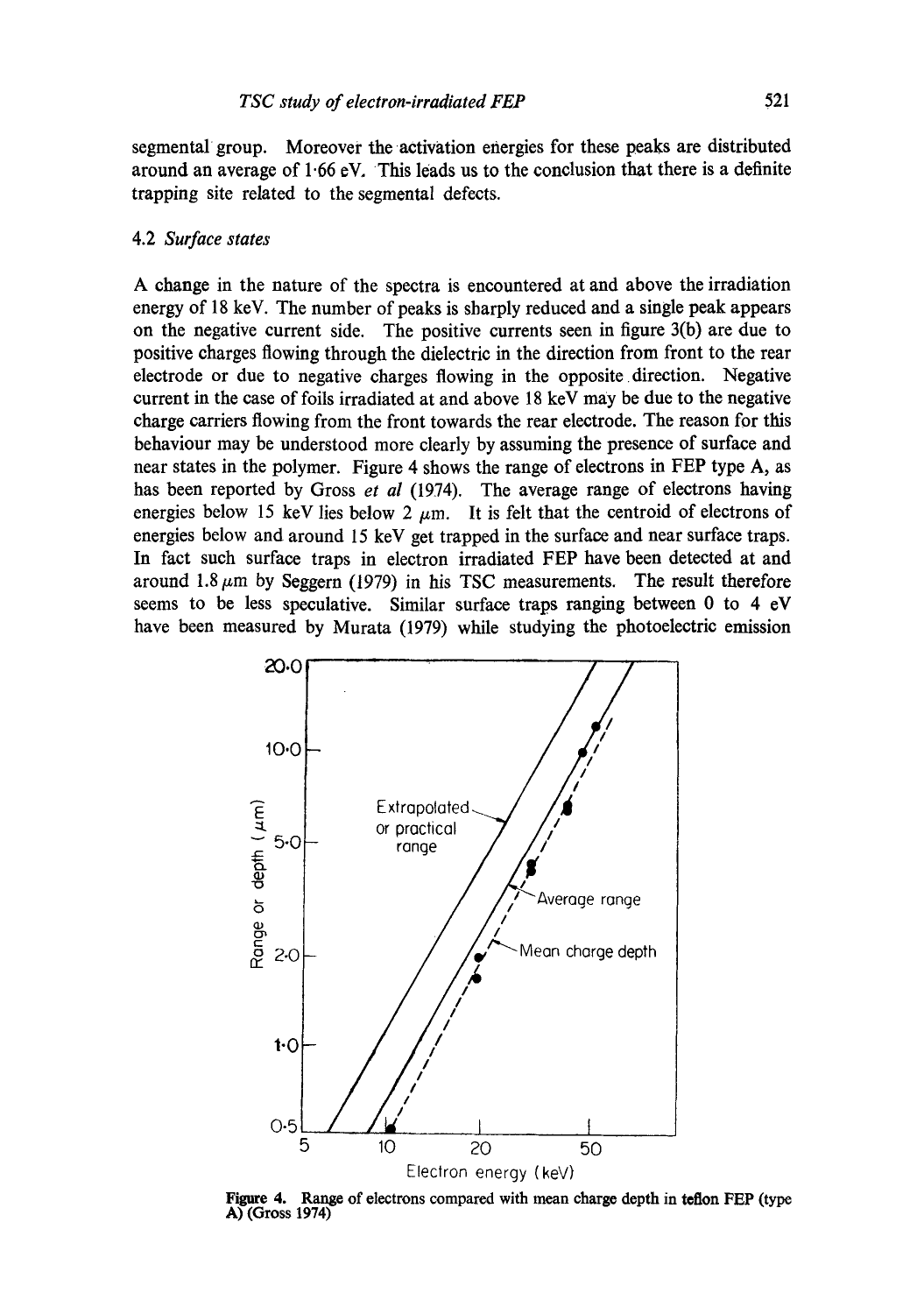segmental group. Moreover the activation energies for these peaks are distributed around an average of 1·66 eV. This leads us to the conclusion that there is a definite trapping site related to the segmental defects.

### 4.2 *Surface states*

A change in the nature of the spectra is encountered at and above the irradiation energy of 18 keV. The number of peaks is sharply reduced and a single peak appears on the negative current side. The positive currents seen in figure 3(b) are due to positive charges flowing through the dielectric in the direction from front to the rear electrode or due to negative charges flowing in the opposite direction. Negative current in the case of foils irradiated at and above 18 keV may be due to the negative charge carriers flowing from the front towards the rear electrode. The reason for this behaviour may be understood more clearly by assuming the presence of surface and near states in the polymer. Figure 4 shows the range of electrons in FEP type A, as has been reported by Gross *et al* (1974). The average range of electrons having energies below 15 keV lies below 2 $\mu$m. It is felt that the centroid of electrons of energies below and around 15 keV get trapped in the surface and near surface traps. In fact such surface traps in electron irradiated FEP have been detected at and around 1.8 $\mu$m by Seggern (1979) in his TSC measurements. The result therefore seems to be less speculative. Similar surface traps ranging between 0 to 4 eV have been measured by Murata (1979) while studying the photoelectric emission

**Figure 4.** Range of electrons compared with mean charge depth in teflon FEP (type A) (Gross 1974)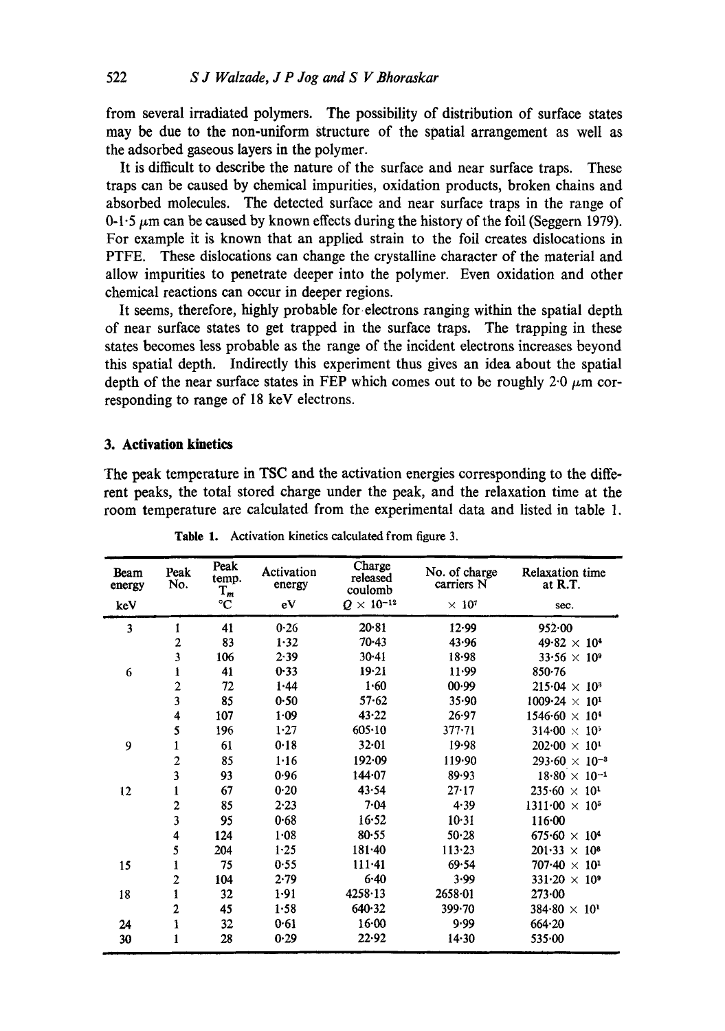from several irradiated polymers. The possibility of distribution of surface states may be due to the non-uniform structure of the spatial arrangement as well as the adsorbed gaseous layers in the polymer.

It is difficult to describe the nature of the surface and near surface traps. These traps can be caused by chemical impurities, oxidation products, broken chains and absorbed molecules. The detected surface and near surface traps in the range of 0-1·5 $\mu$m can be caused by known effects during the history of the foil (Seggern 1979). For example it is known that an applied strain to the foil creates dislocations in PTFE. These dislocations can change the crystalline character of the material and allow impurities to penetrate deeper into the polymer. Even oxidation and other chemical reactions can occur in deeper regions.

It seems, therefore, highly probable for electrons ranging within the spatial depth of near surface states to get trapped in the surface traps. The trapping in these states becomes less probable as the range of the incident electrons increases beyond this spatial depth. Indirectly this experiment thus gives an idea about the spatial depth of the near surface states in FEP which comes out to be roughly 2·0 $\mu$m corresponding to range of 18 keV electrons.

### 3. Activation kinetics

The peak temperature in TSC and the activation energies corresponding to the different peaks, the total stored charge under the peak, and the relaxation time at the room temperature are calculated from the experimental data and listed in table 1.

**Table 1.** Activation kinetics calculated from figure 3.

| Beam energy keV | Peak No. | Peak temp. $T_m$ °C | Activation energy eV | Charge released coulomb $Q \times 10^{-12}$ | No. of charge carriers N $\times 10^7$ | Relaxation time at R.T. sec. |
|---|---|---|---|---|---|---|
| 3 | 1 | 41 | 0·26 | 20·81 | 12·99 | 952·00 |
| | 2 | 83 | 1·32 | 70·43 | 43·96 | $49{\cdot}82 \times 10^4$ |
| | 3 | 106 | 2·39 | 30·41 | 18·98 | $33{\cdot}56 \times 10^9$ |
| 6 | 1 | 41 | 0·33 | 19·21 | 11·99 | 850·76 |
| | 2 | 72 | 1·44 | 1·60 | 00·99 | $215{\cdot}04 \times 10^3$ |
| | 3 | 85 | 0·50 | 57·62 | 35·90 | $1009{\cdot}24 \times 10^1$ |
| | 4 | 107 | 1·09 | 43·22 | 26·97 | $1546{\cdot}60 \times 10^4$ |
| | 5 | 196 | 1·27 | 605·10 | 377·71 | $314{\cdot}00 \times 10^5$ |
| 9 | 1 | 61 | 0·18 | 32·01 | 19·98 | $202{\cdot}00 \times 10^1$ |
| | 2 | 85 | 1·16 | 192·09 | 119·90 | $293{\cdot}60 \times 10^{-3}$ |
| | 3 | 93 | 0·96 | 144·07 | 89·93 | $18{\cdot}80 \times 10^{-1}$ |
| 12 | 1 | 67 | 0·20 | 43·54 | 27·17 | $235{\cdot}60 \times 10^1$ |
| | 2 | 85 | 2·23 | 7·04 | 4·39 | $1311{\cdot}00 \times 10^5$ |
| | 3 | 95 | 0·68 | 16·52 | 10·31 | 116·00 |
| | 4 | 124 | 1·08 | 80·55 | 50·28 | $675{\cdot}60 \times 10^4$ |
| | 5 | 204 | 1·25 | 181·40 | 113·23 | $201{\cdot}33 \times 10^8$ |
| 15 | 1 | 75 | 0·55 | 111·41 | 69·54 | $707{\cdot}40 \times 10^1$ |
| | 2 | 104 | 2·79 | 6·40 | 3·99 | $331{\cdot}20 \times 10^9$ |
| 18 | 1 | 32 | 1·91 | 4258·13 | 2658·01 | 273·00 |
| | 2 | 45 | 1·58 | 640·32 | 399·70 | $384{\cdot}80 \times 10^1$ |
| 24 | 1 | 32 | 0·61 | 16·00 | 9·99 | 664·20 |
| 30 | 1 | 28 | 0·29 | 22·92 | 14·30 | 535·00 |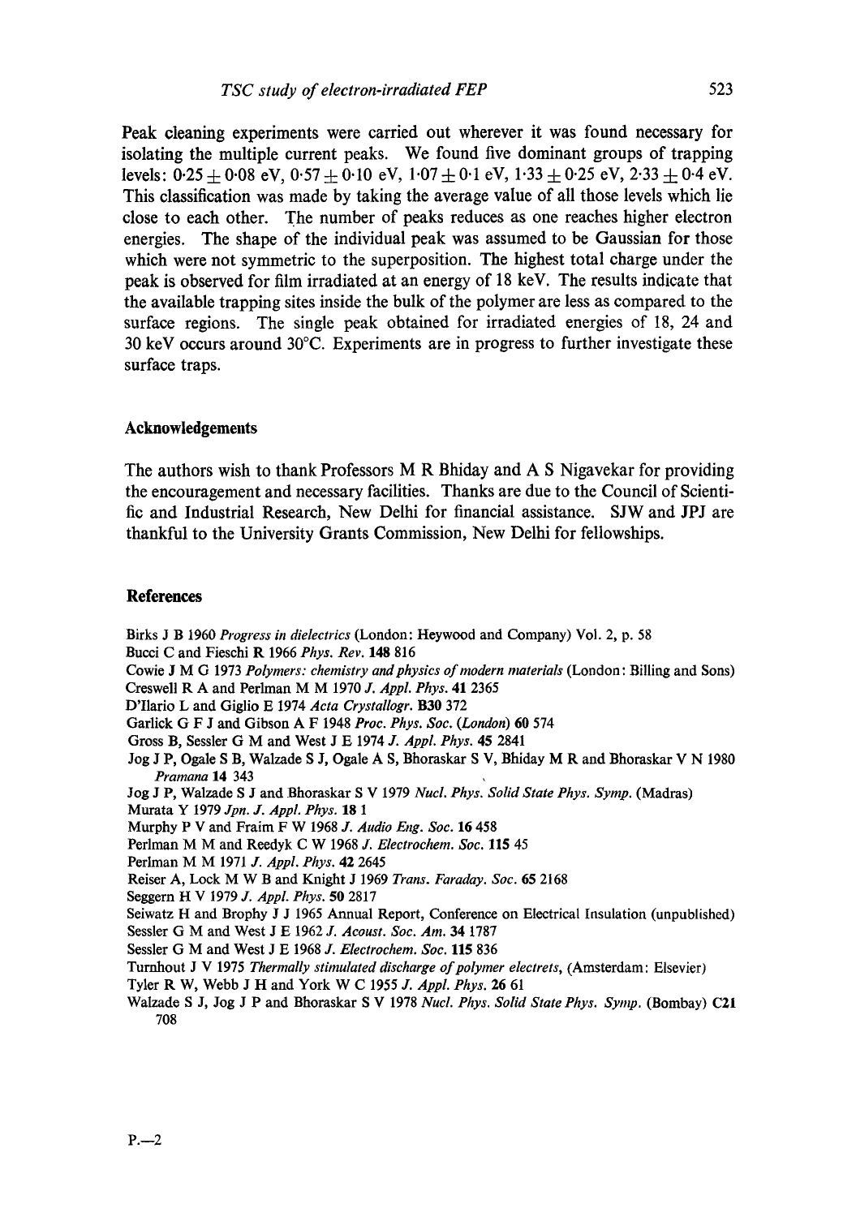Peak cleaning experiments were carried out wherever it was found necessary for isolating the multiple current peaks. We found five dominant groups of trapping levels: $0{\cdot}25 \pm 0{\cdot}08$ eV, $0{\cdot}57 \pm 0{\cdot}10$ eV, $1{\cdot}07 \pm 0{\cdot}1$ eV, $1{\cdot}33 \pm 0{\cdot}25$ eV, $2{\cdot}33 \pm 0{\cdot}4$ eV. This classification was made by taking the average value of all those levels which lie close to each other. The number of peaks reduces as one reaches higher electron energies. The shape of the individual peak was assumed to be Gaussian for those which were not symmetric to the superposition. The highest total charge under the peak is observed for film irradiated at an energy of 18 keV. The results indicate that the available trapping sites inside the bulk of the polymer are less as compared to the surface regions. The single peak obtained for irradiated energies of 18, 24 and 30 keV occurs around 30°C. Experiments are in progress to further investigate these surface traps.

## Acknowledgements

The authors wish to thank Professors M R Bhiday and A S Nigavekar for providing the encouragement and necessary facilities. Thanks are due to the Council of Scientific and Industrial Research, New Delhi for financial assistance. SJW and JPJ are thankful to the University Grants Commission, New Delhi for fellowships.

## References

Birks J B 1960 *Progress in dielectrics* (London: Heywood and Company) Vol. 2, p. 58

Bucci C and Fieschi R 1966 *Phys. Rev.* **148** 816

Cowie J M G 1973 *Polymers: chemistry and physics of modern materials* (London: Billing and Sons)

Creswell R A and Perlman M M 1970 *J. Appl. Phys.* **41** 2365

D'Ilario L and Giglio E 1974 *Acta Crystallogr.* **B30** 372

Garlick G F J and Gibson A F 1948 *Proc. Phys. Soc. (London)* **60** 574

Gross B, Sessler G M and West J E 1974 *J. Appl. Phys.* **45** 2841

Jog J P, Ogale S B, Walzade S J, Ogale A S, Bhoraskar S V, Bhiday M R and Bhoraskar V N 1980 *Pramana* **14** 343

Jog J P, Walzade S J and Bhoraskar S V 1979 *Nucl. Phys. Solid State Phys. Symp.* (Madras)

Murata Y 1979 *Jpn. J. Appl. Phys.* **18** 1

Murphy P V and Fraim F W 1968 *J. Audio Eng. Soc.* **16** 458

Perlman M M and Reedyk C W 1968 *J. Electrochem. Soc.* **115** 45

Perlman M M 1971 *J. Appl. Phys.* **42** 2645

Reiser A, Lock M W B and Knight J 1969 *Trans. Faraday. Soc.* **65** 2168

Seggern H V 1979 *J. Appl. Phys.* **50** 2817

Seiwatz H and Brophy J J 1965 Annual Report, Conference on Electrical Insulation (unpublished)

Sessler G M and West J E 1962 *J. Acoust. Soc. Am.* **34** 1787

Sessler G M and West J E 1968 *J. Electrochem. Soc.* **115** 836

Turnhout J V 1975 *Thermally stimulated discharge of polymer electrets*, (Amsterdam: Elsevier)

Tyler R W, Webb J H and York W C 1955 *J. Appl. Phys.* **26** 61

Walzade S J, Jog J P and Bhoraskar S V 1978 *Nucl. Phys. Solid State Phys. Symp.* (Bombay) **C21** 708